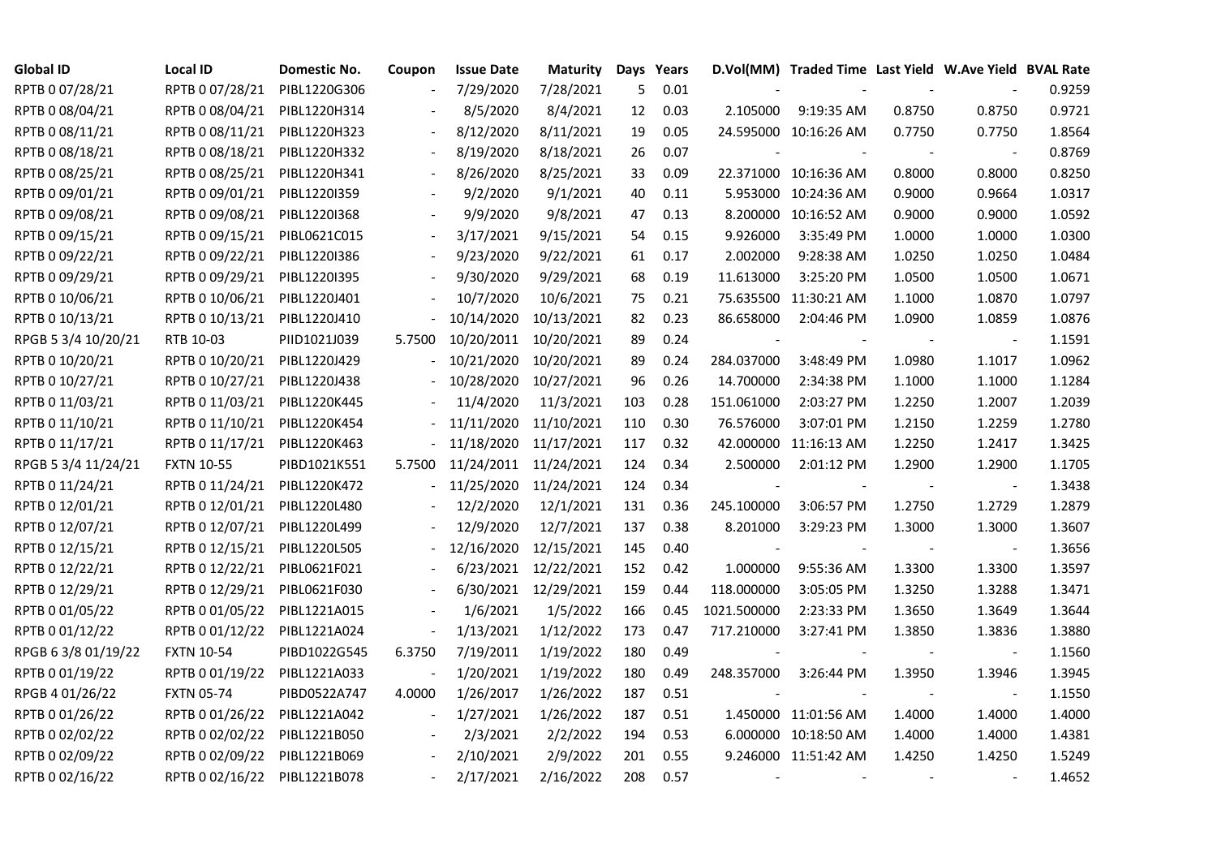| Global ID | Local ID | Domestic No. | Coupon | Issue Date | Maturity | Days | Years | D.Vol(MM) | Traded Time | Last Yield | W.Ave Yield | BVAL Rate |
|---|---|---|---|---|---|---|---|---|---|---|---|---|
| RPTB 0 07/28/21 | RPTB 0 07/28/21 | PIBL1220G306 | - | 7/29/2020 | 7/28/2021 | 5 | 0.01 | - | - | - | - | 0.9259 |
| RPTB 0 08/04/21 | RPTB 0 08/04/21 | PIBL1220H314 | - | 8/5/2020 | 8/4/2021 | 12 | 0.03 | 2.105000 | 9:19:35 AM | 0.8750 | 0.8750 | 0.9721 |
| RPTB 0 08/11/21 | RPTB 0 08/11/21 | PIBL1220H323 | - | 8/12/2020 | 8/11/2021 | 19 | 0.05 | 24.595000 | 10:16:26 AM | 0.7750 | 0.7750 | 1.8564 |
| RPTB 0 08/18/21 | RPTB 0 08/18/21 | PIBL1220H332 | - | 8/19/2020 | 8/18/2021 | 26 | 0.07 | - | - | - | - | 0.8769 |
| RPTB 0 08/25/21 | RPTB 0 08/25/21 | PIBL1220H341 | - | 8/26/2020 | 8/25/2021 | 33 | 0.09 | 22.371000 | 10:16:36 AM | 0.8000 | 0.8000 | 0.8250 |
| RPTB 0 09/01/21 | RPTB 0 09/01/21 | PIBL1220I359 | - | 9/2/2020 | 9/1/2021 | 40 | 0.11 | 5.953000 | 10:24:36 AM | 0.9000 | 0.9664 | 1.0317 |
| RPTB 0 09/08/21 | RPTB 0 09/08/21 | PIBL1220I368 | - | 9/9/2020 | 9/8/2021 | 47 | 0.13 | 8.200000 | 10:16:52 AM | 0.9000 | 0.9000 | 1.0592 |
| RPTB 0 09/15/21 | RPTB 0 09/15/21 | PIBL0621C015 | - | 3/17/2021 | 9/15/2021 | 54 | 0.15 | 9.926000 | 3:35:49 PM | 1.0000 | 1.0000 | 1.0300 |
| RPTB 0 09/22/21 | RPTB 0 09/22/21 | PIBL1220I386 | - | 9/23/2020 | 9/22/2021 | 61 | 0.17 | 2.002000 | 9:28:38 AM | 1.0250 | 1.0250 | 1.0484 |
| RPTB 0 09/29/21 | RPTB 0 09/29/21 | PIBL1220I395 | - | 9/30/2020 | 9/29/2021 | 68 | 0.19 | 11.613000 | 3:25:20 PM | 1.0500 | 1.0500 | 1.0671 |
| RPTB 0 10/06/21 | RPTB 0 10/06/21 | PIBL1220J401 | - | 10/7/2020 | 10/6/2021 | 75 | 0.21 | 75.635500 | 11:30:21 AM | 1.1000 | 1.0870 | 1.0797 |
| RPTB 0 10/13/21 | RPTB 0 10/13/21 | PIBL1220J410 | - | 10/14/2020 | 10/13/2021 | 82 | 0.23 | 86.658000 | 2:04:46 PM | 1.0900 | 1.0859 | 1.0876 |
| RPGB 5 3/4 10/20/21 | RTB 10-03 | PIID1021J039 | 5.7500 | 10/20/2011 | 10/20/2021 | 89 | 0.24 | - | - | - | - | 1.1591 |
| RPTB 0 10/20/21 | RPTB 0 10/20/21 | PIBL1220J429 | - | 10/21/2020 | 10/20/2021 | 89 | 0.24 | 284.037000 | 3:48:49 PM | 1.0980 | 1.1017 | 1.0962 |
| RPTB 0 10/27/21 | RPTB 0 10/27/21 | PIBL1220J438 | - | 10/28/2020 | 10/27/2021 | 96 | 0.26 | 14.700000 | 2:34:38 PM | 1.1000 | 1.1000 | 1.1284 |
| RPTB 0 11/03/21 | RPTB 0 11/03/21 | PIBL1220K445 | - | 11/4/2020 | 11/3/2021 | 103 | 0.28 | 151.061000 | 2:03:27 PM | 1.2250 | 1.2007 | 1.2039 |
| RPTB 0 11/10/21 | RPTB 0 11/10/21 | PIBL1220K454 | - | 11/11/2020 | 11/10/2021 | 110 | 0.30 | 76.576000 | 3:07:01 PM | 1.2150 | 1.2259 | 1.2780 |
| RPTB 0 11/17/21 | RPTB 0 11/17/21 | PIBL1220K463 | - | 11/18/2020 | 11/17/2021 | 117 | 0.32 | 42.000000 | 11:16:13 AM | 1.2250 | 1.2417 | 1.3425 |
| RPGB 5 3/4 11/24/21 | FXTN 10-55 | PIBD1021K551 | 5.7500 | 11/24/2011 | 11/24/2021 | 124 | 0.34 | 2.500000 | 2:01:12 PM | 1.2900 | 1.2900 | 1.1705 |
| RPTB 0 11/24/21 | RPTB 0 11/24/21 | PIBL1220K472 | - | 11/25/2020 | 11/24/2021 | 124 | 0.34 | - | - | - | - | 1.3438 |
| RPTB 0 12/01/21 | RPTB 0 12/01/21 | PIBL1220L480 | - | 12/2/2020 | 12/1/2021 | 131 | 0.36 | 245.100000 | 3:06:57 PM | 1.2750 | 1.2729 | 1.2879 |
| RPTB 0 12/07/21 | RPTB 0 12/07/21 | PIBL1220L499 | - | 12/9/2020 | 12/7/2021 | 137 | 0.38 | 8.201000 | 3:29:23 PM | 1.3000 | 1.3000 | 1.3607 |
| RPTB 0 12/15/21 | RPTB 0 12/15/21 | PIBL1220L505 | - | 12/16/2020 | 12/15/2021 | 145 | 0.40 | - | - | - | - | 1.3656 |
| RPTB 0 12/22/21 | RPTB 0 12/22/21 | PIBL0621F021 | - | 6/23/2021 | 12/22/2021 | 152 | 0.42 | 1.000000 | 9:55:36 AM | 1.3300 | 1.3300 | 1.3597 |
| RPTB 0 12/29/21 | RPTB 0 12/29/21 | PIBL0621F030 | - | 6/30/2021 | 12/29/2021 | 159 | 0.44 | 118.000000 | 3:05:05 PM | 1.3250 | 1.3288 | 1.3471 |
| RPTB 0 01/05/22 | RPTB 0 01/05/22 | PIBL1221A015 | - | 1/6/2021 | 1/5/2022 | 166 | 0.45 | 1021.500000 | 2:23:33 PM | 1.3650 | 1.3649 | 1.3644 |
| RPTB 0 01/12/22 | RPTB 0 01/12/22 | PIBL1221A024 | - | 1/13/2021 | 1/12/2022 | 173 | 0.47 | 717.210000 | 3:27:41 PM | 1.3850 | 1.3836 | 1.3880 |
| RPGB 6 3/8 01/19/22 | FXTN 10-54 | PIBD1022G545 | 6.3750 | 7/19/2011 | 1/19/2022 | 180 | 0.49 | - | - | - | - | 1.1560 |
| RPTB 0 01/19/22 | RPTB 0 01/19/22 | PIBL1221A033 | - | 1/20/2021 | 1/19/2022 | 180 | 0.49 | 248.357000 | 3:26:44 PM | 1.3950 | 1.3946 | 1.3945 |
| RPGB 4 01/26/22 | FXTN 05-74 | PIBD0522A747 | 4.0000 | 1/26/2017 | 1/26/2022 | 187 | 0.51 | - | - | - | - | 1.1550 |
| RPTB 0 01/26/22 | RPTB 0 01/26/22 | PIBL1221A042 | - | 1/27/2021 | 1/26/2022 | 187 | 0.51 | 1.450000 | 11:01:56 AM | 1.4000 | 1.4000 | 1.4000 |
| RPTB 0 02/02/22 | RPTB 0 02/02/22 | PIBL1221B050 | - | 2/3/2021 | 2/2/2022 | 194 | 0.53 | 6.000000 | 10:18:50 AM | 1.4000 | 1.4000 | 1.4381 |
| RPTB 0 02/09/22 | RPTB 0 02/09/22 | PIBL1221B069 | - | 2/10/2021 | 2/9/2022 | 201 | 0.55 | 9.246000 | 11:51:42 AM | 1.4250 | 1.4250 | 1.5249 |
| RPTB 0 02/16/22 | RPTB 0 02/16/22 | PIBL1221B078 | - | 2/17/2021 | 2/16/2022 | 208 | 0.57 | - | - | - | - | 1.4652 |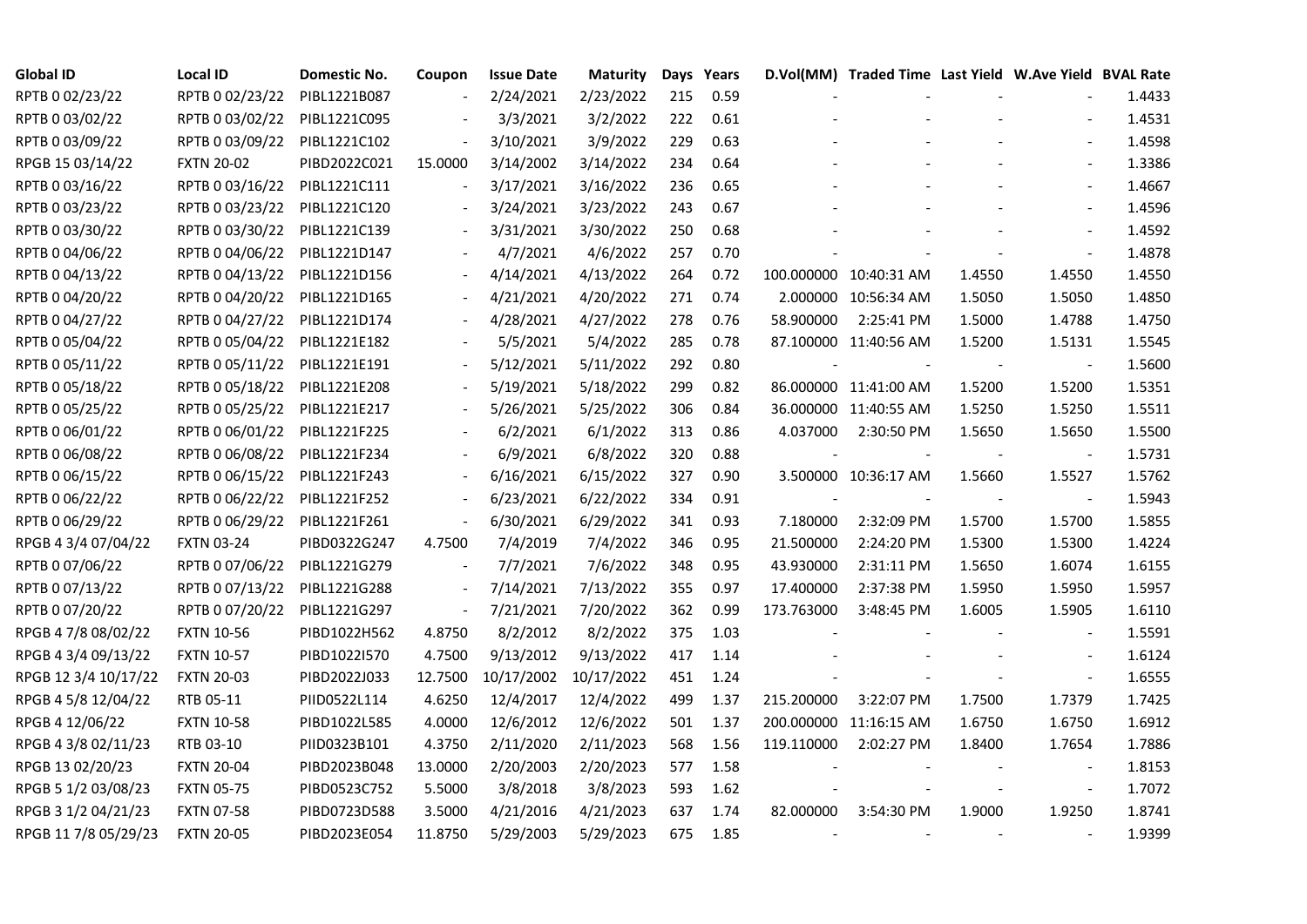| Global ID | Local ID | Domestic No. | Coupon | Issue Date | Maturity | Days | Years | D.Vol(MM) | Traded Time | Last Yield | W.Ave Yield | BVAL Rate |
|---|---|---|---|---|---|---|---|---|---|---|---|---|
| RPTB 0 02/23/22 | RPTB 0 02/23/22 | PIBL1221B087 | - | 2/24/2021 | 2/23/2022 | 215 | 0.59 | - | - | - | - | 1.4433 |
| RPTB 0 03/02/22 | RPTB 0 03/02/22 | PIBL1221C095 | - | 3/3/2021 | 3/2/2022 | 222 | 0.61 | - | - | - | - | 1.4531 |
| RPTB 0 03/09/22 | RPTB 0 03/09/22 | PIBL1221C102 | - | 3/10/2021 | 3/9/2022 | 229 | 0.63 | - | - | - | - | 1.4598 |
| RPGB 15 03/14/22 | FXTN 20-02 | PIBD2022C021 | 15.0000 | 3/14/2002 | 3/14/2022 | 234 | 0.64 | - | - | - | - | 1.3386 |
| RPTB 0 03/16/22 | RPTB 0 03/16/22 | PIBL1221C111 | - | 3/17/2021 | 3/16/2022 | 236 | 0.65 | - | - | - | - | 1.4667 |
| RPTB 0 03/23/22 | RPTB 0 03/23/22 | PIBL1221C120 | - | 3/24/2021 | 3/23/2022 | 243 | 0.67 | - | - | - | - | 1.4596 |
| RPTB 0 03/30/22 | RPTB 0 03/30/22 | PIBL1221C139 | - | 3/31/2021 | 3/30/2022 | 250 | 0.68 | - | - | - | - | 1.4592 |
| RPTB 0 04/06/22 | RPTB 0 04/06/22 | PIBL1221D147 | - | 4/7/2021 | 4/6/2022 | 257 | 0.70 | - | - | - | - | 1.4878 |
| RPTB 0 04/13/22 | RPTB 0 04/13/22 | PIBL1221D156 | - | 4/14/2021 | 4/13/2022 | 264 | 0.72 | 100.000000 | 10:40:31 AM | 1.4550 | 1.4550 | 1.4550 |
| RPTB 0 04/20/22 | RPTB 0 04/20/22 | PIBL1221D165 | - | 4/21/2021 | 4/20/2022 | 271 | 0.74 | 2.000000 | 10:56:34 AM | 1.5050 | 1.5050 | 1.4850 |
| RPTB 0 04/27/22 | RPTB 0 04/27/22 | PIBL1221D174 | - | 4/28/2021 | 4/27/2022 | 278 | 0.76 | 58.900000 | 2:25:41 PM | 1.5000 | 1.4788 | 1.4750 |
| RPTB 0 05/04/22 | RPTB 0 05/04/22 | PIBL1221E182 | - | 5/5/2021 | 5/4/2022 | 285 | 0.78 | 87.100000 | 11:40:56 AM | 1.5200 | 1.5131 | 1.5545 |
| RPTB 0 05/11/22 | RPTB 0 05/11/22 | PIBL1221E191 | - | 5/12/2021 | 5/11/2022 | 292 | 0.80 | - | - | - | - | 1.5600 |
| RPTB 0 05/18/22 | RPTB 0 05/18/22 | PIBL1221E208 | - | 5/19/2021 | 5/18/2022 | 299 | 0.82 | 86.000000 | 11:41:00 AM | 1.5200 | 1.5200 | 1.5351 |
| RPTB 0 05/25/22 | RPTB 0 05/25/22 | PIBL1221E217 | - | 5/26/2021 | 5/25/2022 | 306 | 0.84 | 36.000000 | 11:40:55 AM | 1.5250 | 1.5250 | 1.5511 |
| RPTB 0 06/01/22 | RPTB 0 06/01/22 | PIBL1221F225 | - | 6/2/2021 | 6/1/2022 | 313 | 0.86 | 4.037000 | 2:30:50 PM | 1.5650 | 1.5650 | 1.5500 |
| RPTB 0 06/08/22 | RPTB 0 06/08/22 | PIBL1221F234 | - | 6/9/2021 | 6/8/2022 | 320 | 0.88 | - | - | - | - | 1.5731 |
| RPTB 0 06/15/22 | RPTB 0 06/15/22 | PIBL1221F243 | - | 6/16/2021 | 6/15/2022 | 327 | 0.90 | 3.500000 | 10:36:17 AM | 1.5660 | 1.5527 | 1.5762 |
| RPTB 0 06/22/22 | RPTB 0 06/22/22 | PIBL1221F252 | - | 6/23/2021 | 6/22/2022 | 334 | 0.91 | - | - | - | - | 1.5943 |
| RPTB 0 06/29/22 | RPTB 0 06/29/22 | PIBL1221F261 | - | 6/30/2021 | 6/29/2022 | 341 | 0.93 | 7.180000 | 2:32:09 PM | 1.5700 | 1.5700 | 1.5855 |
| RPGB 4 3/4 07/04/22 | FXTN 03-24 | PIBD0322G247 | 4.7500 | 7/4/2019 | 7/4/2022 | 346 | 0.95 | 21.500000 | 2:24:20 PM | 1.5300 | 1.5300 | 1.4224 |
| RPTB 0 07/06/22 | RPTB 0 07/06/22 | PIBL1221G279 | - | 7/7/2021 | 7/6/2022 | 348 | 0.95 | 43.930000 | 2:31:11 PM | 1.5650 | 1.6074 | 1.6155 |
| RPTB 0 07/13/22 | RPTB 0 07/13/22 | PIBL1221G288 | - | 7/14/2021 | 7/13/2022 | 355 | 0.97 | 17.400000 | 2:37:38 PM | 1.5950 | 1.5950 | 1.5957 |
| RPTB 0 07/20/22 | RPTB 0 07/20/22 | PIBL1221G297 | - | 7/21/2021 | 7/20/2022 | 362 | 0.99 | 173.763000 | 3:48:45 PM | 1.6005 | 1.5905 | 1.6110 |
| RPGB 4 7/8 08/02/22 | FXTN 10-56 | PIBD1022H562 | 4.8750 | 8/2/2012 | 8/2/2022 | 375 | 1.03 | - | - | - | - | 1.5591 |
| RPGB 4 3/4 09/13/22 | FXTN 10-57 | PIBD1022I570 | 4.7500 | 9/13/2012 | 9/13/2022 | 417 | 1.14 | - | - | - | - | 1.6124 |
| RPGB 12 3/4 10/17/22 | FXTN 20-03 | PIBD2022J033 | 12.7500 | 10/17/2002 | 10/17/2022 | 451 | 1.24 | - | - | - | - | 1.6555 |
| RPGB 4 5/8 12/04/22 | RTB 05-11 | PIID0522L114 | 4.6250 | 12/4/2017 | 12/4/2022 | 499 | 1.37 | 215.200000 | 3:22:07 PM | 1.7500 | 1.7379 | 1.7425 |
| RPGB 4 12/06/22 | FXTN 10-58 | PIBD1022L585 | 4.0000 | 12/6/2012 | 12/6/2022 | 501 | 1.37 | 200.000000 | 11:16:15 AM | 1.6750 | 1.6750 | 1.6912 |
| RPGB 4 3/8 02/11/23 | RTB 03-10 | PIID0323B101 | 4.3750 | 2/11/2020 | 2/11/2023 | 568 | 1.56 | 119.110000 | 2:02:27 PM | 1.8400 | 1.7654 | 1.7886 |
| RPGB 13 02/20/23 | FXTN 20-04 | PIBD2023B048 | 13.0000 | 2/20/2003 | 2/20/2023 | 577 | 1.58 | - | - | - | - | 1.8153 |
| RPGB 5 1/2 03/08/23 | FXTN 05-75 | PIBD0523C752 | 5.5000 | 3/8/2018 | 3/8/2023 | 593 | 1.62 | - | - | - | - | 1.7072 |
| RPGB 3 1/2 04/21/23 | FXTN 07-58 | PIBD0723D588 | 3.5000 | 4/21/2016 | 4/21/2023 | 637 | 1.74 | 82.000000 | 3:54:30 PM | 1.9000 | 1.9250 | 1.8741 |
| RPGB 11 7/8 05/29/23 | FXTN 20-05 | PIBD2023E054 | 11.8750 | 5/29/2003 | 5/29/2023 | 675 | 1.85 | - | - | - | - | 1.9399 |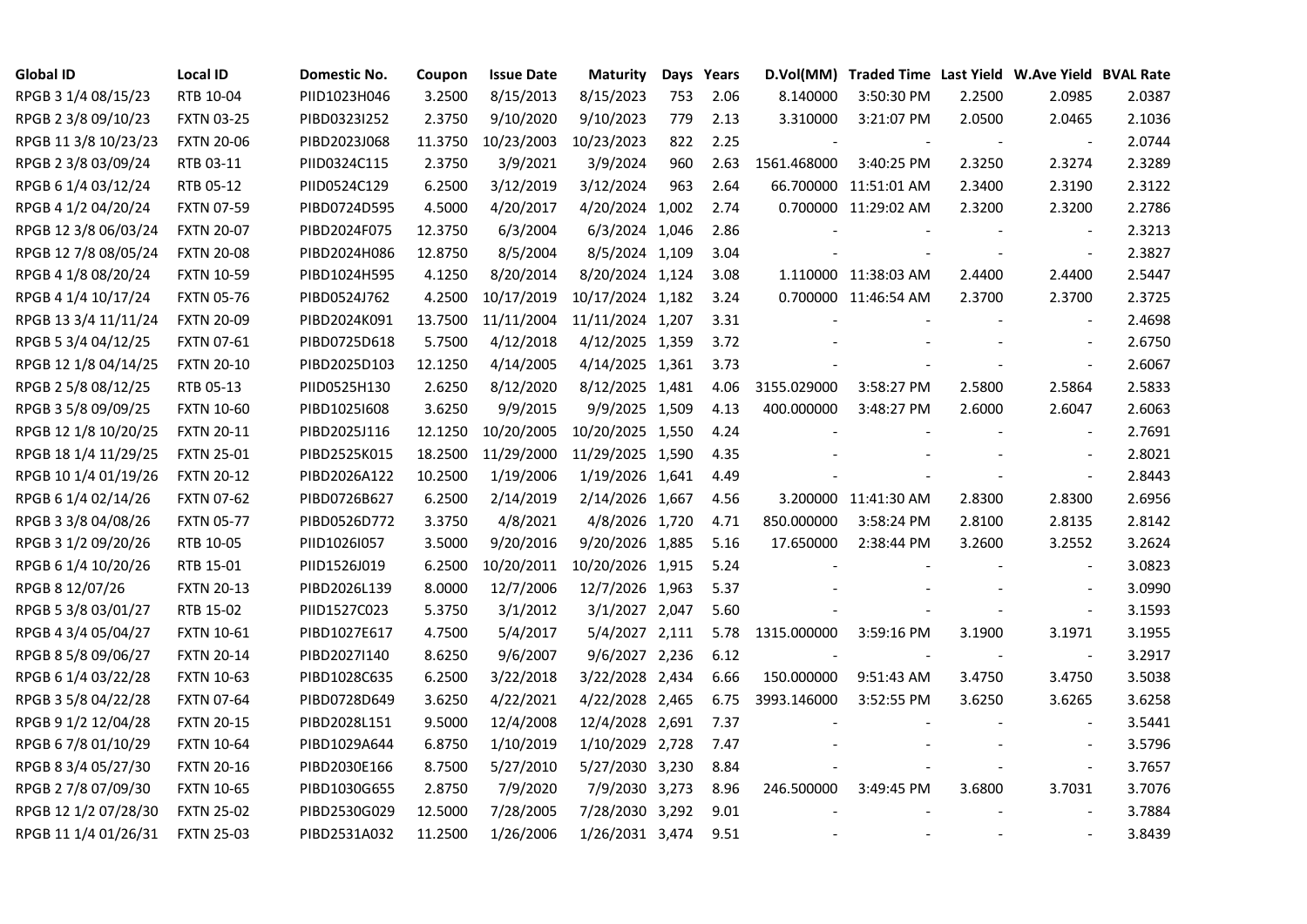| Global ID | Local ID | Domestic No. | Coupon | Issue Date | Maturity | Days | Years | D.Vol(MM) | Traded Time | Last Yield | W.Ave Yield | BVAL Rate |
|---|---|---|---|---|---|---|---|---|---|---|---|---|
| RPGB 3 1/4 08/15/23 | RTB 10-04 | PIID1023H046 | 3.2500 | 8/15/2013 | 8/15/2023 | 753 | 2.06 | 8.140000 | 3:50:30 PM | 2.2500 | 2.0985 | 2.0387 |
| RPGB 2 3/8 09/10/23 | FXTN 03-25 | PIBD0323I252 | 2.3750 | 9/10/2020 | 9/10/2023 | 779 | 2.13 | 3.310000 | 3:21:07 PM | 2.0500 | 2.0465 | 2.1036 |
| RPGB 11 3/8 10/23/23 | FXTN 20-06 | PIBD2023J068 | 11.3750 | 10/23/2003 | 10/23/2023 | 822 | 2.25 | - | - | - | - | 2.0744 |
| RPGB 2 3/8 03/09/24 | RTB 03-11 | PIID0324C115 | 2.3750 | 3/9/2021 | 3/9/2024 | 960 | 2.63 | 1561.468000 | 3:40:25 PM | 2.3250 | 2.3274 | 2.3289 |
| RPGB 6 1/4 03/12/24 | RTB 05-12 | PIID0524C129 | 6.2500 | 3/12/2019 | 3/12/2024 | 963 | 2.64 | 66.700000 | 11:51:01 AM | 2.3400 | 2.3190 | 2.3122 |
| RPGB 4 1/2 04/20/24 | FXTN 07-59 | PIBD0724D595 | 4.5000 | 4/20/2017 | 4/20/2024 | 1,002 | 2.74 | 0.700000 | 11:29:02 AM | 2.3200 | 2.3200 | 2.2786 |
| RPGB 12 3/8 06/03/24 | FXTN 20-07 | PIBD2024F075 | 12.3750 | 6/3/2004 | 6/3/2024 | 1,046 | 2.86 | - | - | - | - | 2.3213 |
| RPGB 12 7/8 08/05/24 | FXTN 20-08 | PIBD2024H086 | 12.8750 | 8/5/2004 | 8/5/2024 | 1,109 | 3.04 | - | - | - | - | 2.3827 |
| RPGB 4 1/8 08/20/24 | FXTN 10-59 | PIBD1024H595 | 4.1250 | 8/20/2014 | 8/20/2024 | 1,124 | 3.08 | 1.110000 | 11:38:03 AM | 2.4400 | 2.4400 | 2.5447 |
| RPGB 4 1/4 10/17/24 | FXTN 05-76 | PIBD0524J762 | 4.2500 | 10/17/2019 | 10/17/2024 | 1,182 | 3.24 | 0.700000 | 11:46:54 AM | 2.3700 | 2.3700 | 2.3725 |
| RPGB 13 3/4 11/11/24 | FXTN 20-09 | PIBD2024K091 | 13.7500 | 11/11/2004 | 11/11/2024 | 1,207 | 3.31 | - | - | - | - | 2.4698 |
| RPGB 5 3/4 04/12/25 | FXTN 07-61 | PIBD0725D618 | 5.7500 | 4/12/2018 | 4/12/2025 | 1,359 | 3.72 | - | - | - | - | 2.6750 |
| RPGB 12 1/8 04/14/25 | FXTN 20-10 | PIBD2025D103 | 12.1250 | 4/14/2005 | 4/14/2025 | 1,361 | 3.73 | - | - | - | - | 2.6067 |
| RPGB 2 5/8 08/12/25 | RTB 05-13 | PIID0525H130 | 2.6250 | 8/12/2020 | 8/12/2025 | 1,481 | 4.06 | 3155.029000 | 3:58:27 PM | 2.5800 | 2.5864 | 2.5833 |
| RPGB 3 5/8 09/09/25 | FXTN 10-60 | PIBD1025I608 | 3.6250 | 9/9/2015 | 9/9/2025 | 1,509 | 4.13 | 400.000000 | 3:48:27 PM | 2.6000 | 2.6047 | 2.6063 |
| RPGB 12 1/8 10/20/25 | FXTN 20-11 | PIBD2025J116 | 12.1250 | 10/20/2005 | 10/20/2025 | 1,550 | 4.24 | - | - | - | - | 2.7691 |
| RPGB 18 1/4 11/29/25 | FXTN 25-01 | PIBD2525K015 | 18.2500 | 11/29/2000 | 11/29/2025 | 1,590 | 4.35 | - | - | - | - | 2.8021 |
| RPGB 10 1/4 01/19/26 | FXTN 20-12 | PIBD2026A122 | 10.2500 | 1/19/2006 | 1/19/2026 | 1,641 | 4.49 | - | - | - | - | 2.8443 |
| RPGB 6 1/4 02/14/26 | FXTN 07-62 | PIBD0726B627 | 6.2500 | 2/14/2019 | 2/14/2026 | 1,667 | 4.56 | 3.200000 | 11:41:30 AM | 2.8300 | 2.8300 | 2.6956 |
| RPGB 3 3/8 04/08/26 | FXTN 05-77 | PIBD0526D772 | 3.3750 | 4/8/2021 | 4/8/2026 | 1,720 | 4.71 | 850.000000 | 3:58:24 PM | 2.8100 | 2.8135 | 2.8142 |
| RPGB 3 1/2 09/20/26 | RTB 10-05 | PIID1026I057 | 3.5000 | 9/20/2016 | 9/20/2026 | 1,885 | 5.16 | 17.650000 | 2:38:44 PM | 3.2600 | 3.2552 | 3.2624 |
| RPGB 6 1/4 10/20/26 | RTB 15-01 | PIID1526J019 | 6.2500 | 10/20/2011 | 10/20/2026 | 1,915 | 5.24 | - | - | - | - | 3.0823 |
| RPGB 8 12/07/26 | FXTN 20-13 | PIBD2026L139 | 8.0000 | 12/7/2006 | 12/7/2026 | 1,963 | 5.37 | - | - | - | - | 3.0990 |
| RPGB 5 3/8 03/01/27 | RTB 15-02 | PIID1527C023 | 5.3750 | 3/1/2012 | 3/1/2027 | 2,047 | 5.60 | - | - | - | - | 3.1593 |
| RPGB 4 3/4 05/04/27 | FXTN 10-61 | PIBD1027E617 | 4.7500 | 5/4/2017 | 5/4/2027 | 2,111 | 5.78 | 1315.000000 | 3:59:16 PM | 3.1900 | 3.1971 | 3.1955 |
| RPGB 8 5/8 09/06/27 | FXTN 20-14 | PIBD2027I140 | 8.6250 | 9/6/2007 | 9/6/2027 | 2,236 | 6.12 | - | - | - | - | 3.2917 |
| RPGB 6 1/4 03/22/28 | FXTN 10-63 | PIBD1028C635 | 6.2500 | 3/22/2018 | 3/22/2028 | 2,434 | 6.66 | 150.000000 | 9:51:43 AM | 3.4750 | 3.4750 | 3.5038 |
| RPGB 3 5/8 04/22/28 | FXTN 07-64 | PIBD0728D649 | 3.6250 | 4/22/2021 | 4/22/2028 | 2,465 | 6.75 | 3993.146000 | 3:52:55 PM | 3.6250 | 3.6265 | 3.6258 |
| RPGB 9 1/2 12/04/28 | FXTN 20-15 | PIBD2028L151 | 9.5000 | 12/4/2008 | 12/4/2028 | 2,691 | 7.37 | - | - | - | - | 3.5441 |
| RPGB 6 7/8 01/10/29 | FXTN 10-64 | PIBD1029A644 | 6.8750 | 1/10/2019 | 1/10/2029 | 2,728 | 7.47 | - | - | - | - | 3.5796 |
| RPGB 8 3/4 05/27/30 | FXTN 20-16 | PIBD2030E166 | 8.7500 | 5/27/2010 | 5/27/2030 | 3,230 | 8.84 | - | - | - | - | 3.7657 |
| RPGB 2 7/8 07/09/30 | FXTN 10-65 | PIBD1030G655 | 2.8750 | 7/9/2020 | 7/9/2030 | 3,273 | 8.96 | 246.500000 | 3:49:45 PM | 3.6800 | 3.7031 | 3.7076 |
| RPGB 12 1/2 07/28/30 | FXTN 25-02 | PIBD2530G029 | 12.5000 | 7/28/2005 | 7/28/2030 | 3,292 | 9.01 | - | - | - | - | 3.7884 |
| RPGB 11 1/4 01/26/31 | FXTN 25-03 | PIBD2531A032 | 11.2500 | 1/26/2006 | 1/26/2031 | 3,474 | 9.51 | - | - | - | - | 3.8439 |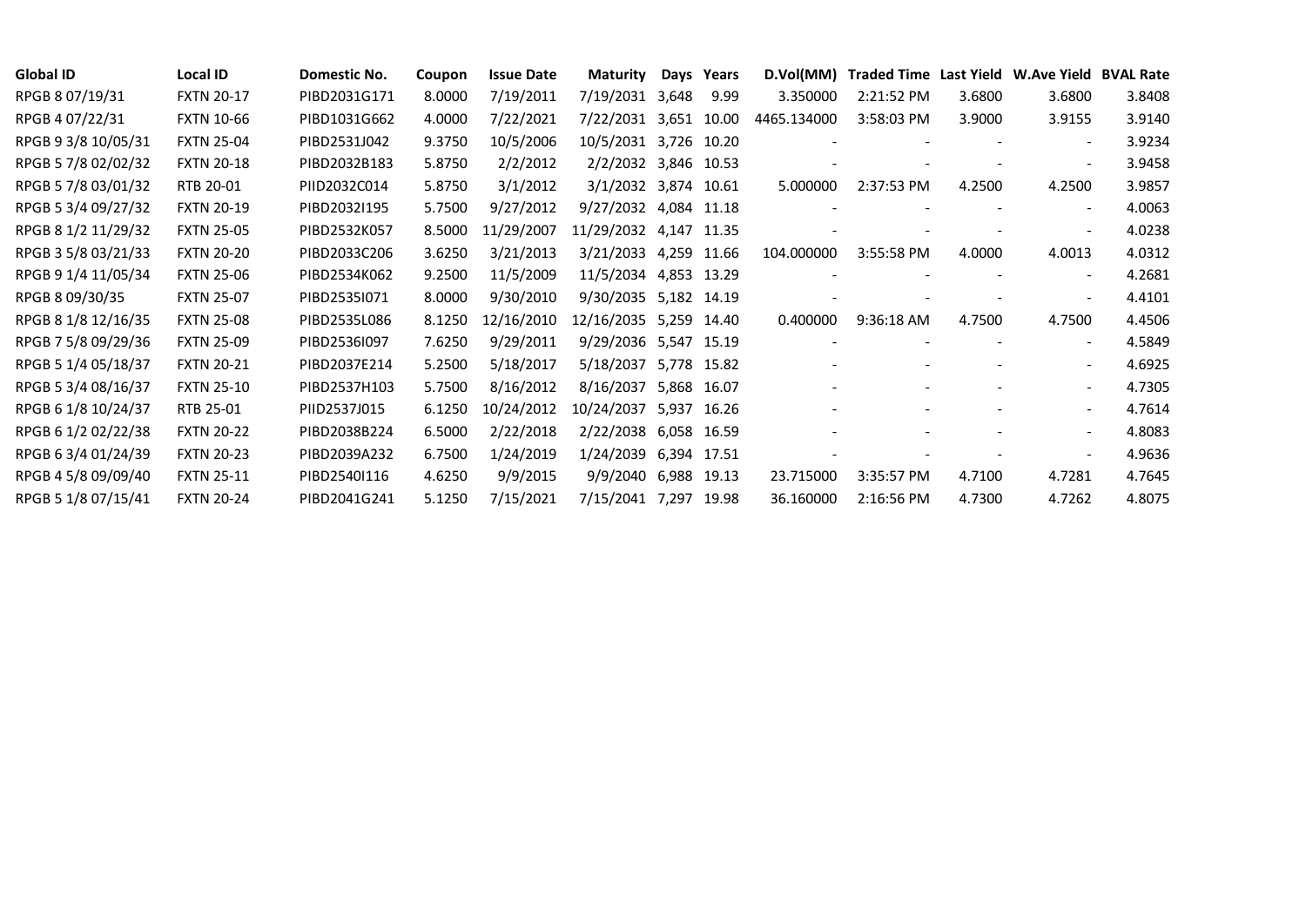| Global ID | Local ID | Domestic No. | Coupon | Issue Date | Maturity | Days | Years | D.Vol(MM) | Traded Time | Last Yield | W.Ave Yield | BVAL Rate |
|---|---|---|---|---|---|---|---|---|---|---|---|---|
| RPGB 8 07/19/31 | FXTN 20-17 | PIBD2031G171 | 8.0000 | 7/19/2011 | 7/19/2031 | 3,648 | 9.99 | 3.350000 | 2:21:52 PM | 3.6800 | 3.6800 | 3.8408 |
| RPGB 4 07/22/31 | FXTN 10-66 | PIBD1031G662 | 4.0000 | 7/22/2021 | 7/22/2031 | 3,651 | 10.00 | 4465.134000 | 3:58:03 PM | 3.9000 | 3.9155 | 3.9140 |
| RPGB 9 3/8 10/05/31 | FXTN 25-04 | PIBD2531J042 | 9.3750 | 10/5/2006 | 10/5/2031 | 3,726 | 10.20 | - | - | - | - | 3.9234 |
| RPGB 5 7/8 02/02/32 | FXTN 20-18 | PIBD2032B183 | 5.8750 | 2/2/2012 | 2/2/2032 | 3,846 | 10.53 | - | - | - | - | 3.9458 |
| RPGB 5 7/8 03/01/32 | RTB 20-01 | PIID2032C014 | 5.8750 | 3/1/2012 | 3/1/2032 | 3,874 | 10.61 | 5.000000 | 2:37:53 PM | 4.2500 | 4.2500 | 3.9857 |
| RPGB 5 3/4 09/27/32 | FXTN 20-19 | PIBD2032I195 | 5.7500 | 9/27/2012 | 9/27/2032 | 4,084 | 11.18 | - | - | - | - | 4.0063 |
| RPGB 8 1/2 11/29/32 | FXTN 25-05 | PIBD2532K057 | 8.5000 | 11/29/2007 | 11/29/2032 | 4,147 | 11.35 | - | - | - | - | 4.0238 |
| RPGB 3 5/8 03/21/33 | FXTN 20-20 | PIBD2033C206 | 3.6250 | 3/21/2013 | 3/21/2033 | 4,259 | 11.66 | 104.000000 | 3:55:58 PM | 4.0000 | 4.0013 | 4.0312 |
| RPGB 9 1/4 11/05/34 | FXTN 25-06 | PIBD2534K062 | 9.2500 | 11/5/2009 | 11/5/2034 | 4,853 | 13.29 | - | - | - | - | 4.2681 |
| RPGB 8 09/30/35 | FXTN 25-07 | PIBD2535I071 | 8.0000 | 9/30/2010 | 9/30/2035 | 5,182 | 14.19 | - | - | - | - | 4.4101 |
| RPGB 8 1/8 12/16/35 | FXTN 25-08 | PIBD2535L086 | 8.1250 | 12/16/2010 | 12/16/2035 | 5,259 | 14.40 | 0.400000 | 9:36:18 AM | 4.7500 | 4.7500 | 4.4506 |
| RPGB 7 5/8 09/29/36 | FXTN 25-09 | PIBD2536I097 | 7.6250 | 9/29/2011 | 9/29/2036 | 5,547 | 15.19 | - | - | - | - | 4.5849 |
| RPGB 5 1/4 05/18/37 | FXTN 20-21 | PIBD2037E214 | 5.2500 | 5/18/2017 | 5/18/2037 | 5,778 | 15.82 | - | - | - | - | 4.6925 |
| RPGB 5 3/4 08/16/37 | FXTN 25-10 | PIBD2537H103 | 5.7500 | 8/16/2012 | 8/16/2037 | 5,868 | 16.07 | - | - | - | - | 4.7305 |
| RPGB 6 1/8 10/24/37 | RTB 25-01 | PIID2537J015 | 6.1250 | 10/24/2012 | 10/24/2037 | 5,937 | 16.26 | - | - | - | - | 4.7614 |
| RPGB 6 1/2 02/22/38 | FXTN 20-22 | PIBD2038B224 | 6.5000 | 2/22/2018 | 2/22/2038 | 6,058 | 16.59 | - | - | - | - | 4.8083 |
| RPGB 6 3/4 01/24/39 | FXTN 20-23 | PIBD2039A232 | 6.7500 | 1/24/2019 | 1/24/2039 | 6,394 | 17.51 | - | - | - | - | 4.9636 |
| RPGB 4 5/8 09/09/40 | FXTN 25-11 | PIBD2540I116 | 4.6250 | 9/9/2015 | 9/9/2040 | 6,988 | 19.13 | 23.715000 | 3:35:57 PM | 4.7100 | 4.7281 | 4.7645 |
| RPGB 5 1/8 07/15/41 | FXTN 20-24 | PIBD2041G241 | 5.1250 | 7/15/2021 | 7/15/2041 | 7,297 | 19.98 | 36.160000 | 2:16:56 PM | 4.7300 | 4.7262 | 4.8075 |